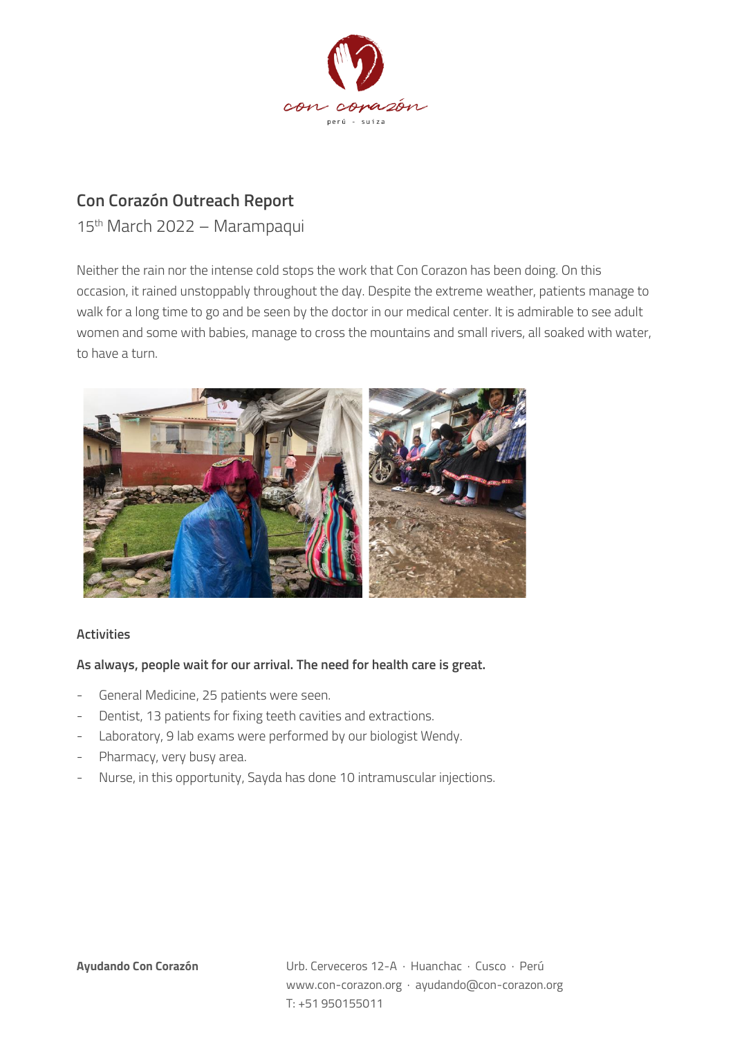## Con Corazón Outreach Report

15th March 2022 – Marampaqui

Neither the rain nor the intense cold stops the work that Con Corazon has been doing. On this occasion, it rained unstoppably throughout the day. Despite the extreme weather, patients manage to walk for a long time to go and be seen by the doctor in our medical center. It is admirable to see adult women and some with babies, manage to cross the mountains and small rivers, all soaked with water, to have a turn.

### Activities

**As always, people wait for our arrival. The need for health care is great.**

- General Medicine, 25 patients were seen.
- Dentist, 13 patients for fixing teeth cavities and extractions.
- Laboratory, 9 lab exams were performed by our biologist Wendy.
- Pharmacy, very busy area.
- Nurse, in this opportunity, Sayda has done 10 intramuscular injections.

**Ayudando Con Corazón**

Urb. Cerveceros 12-A · Huanchac · Cusco · Perú
www.con-corazon.org · ayudando@con-corazon.org
T: +51 950155011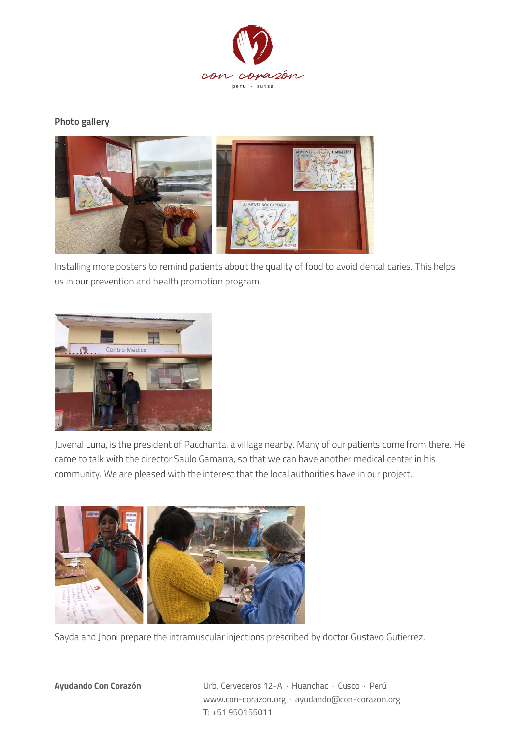**Photo gallery**

Installing more posters to remind patients about the quality of food to avoid dental caries. This helps us in our prevention and health promotion program.

Juvenal Luna, is the president of Pacchanta. a village nearby. Many of our patients come from there. He came to talk with the director Saulo Gamarra, so that we can have another medical center in his community. We are pleased with the interest that the local authorities have in our project.

Sayda and Jhoni prepare the intramuscular injections prescribed by doctor Gustavo Gutierrez.

**Ayudando Con Corazón**

Urb. Cerveceros 12-A · Huanchac · Cusco · Perú
www.con-corazon.org · ayudando@con-corazon.org
T: +51 950155011